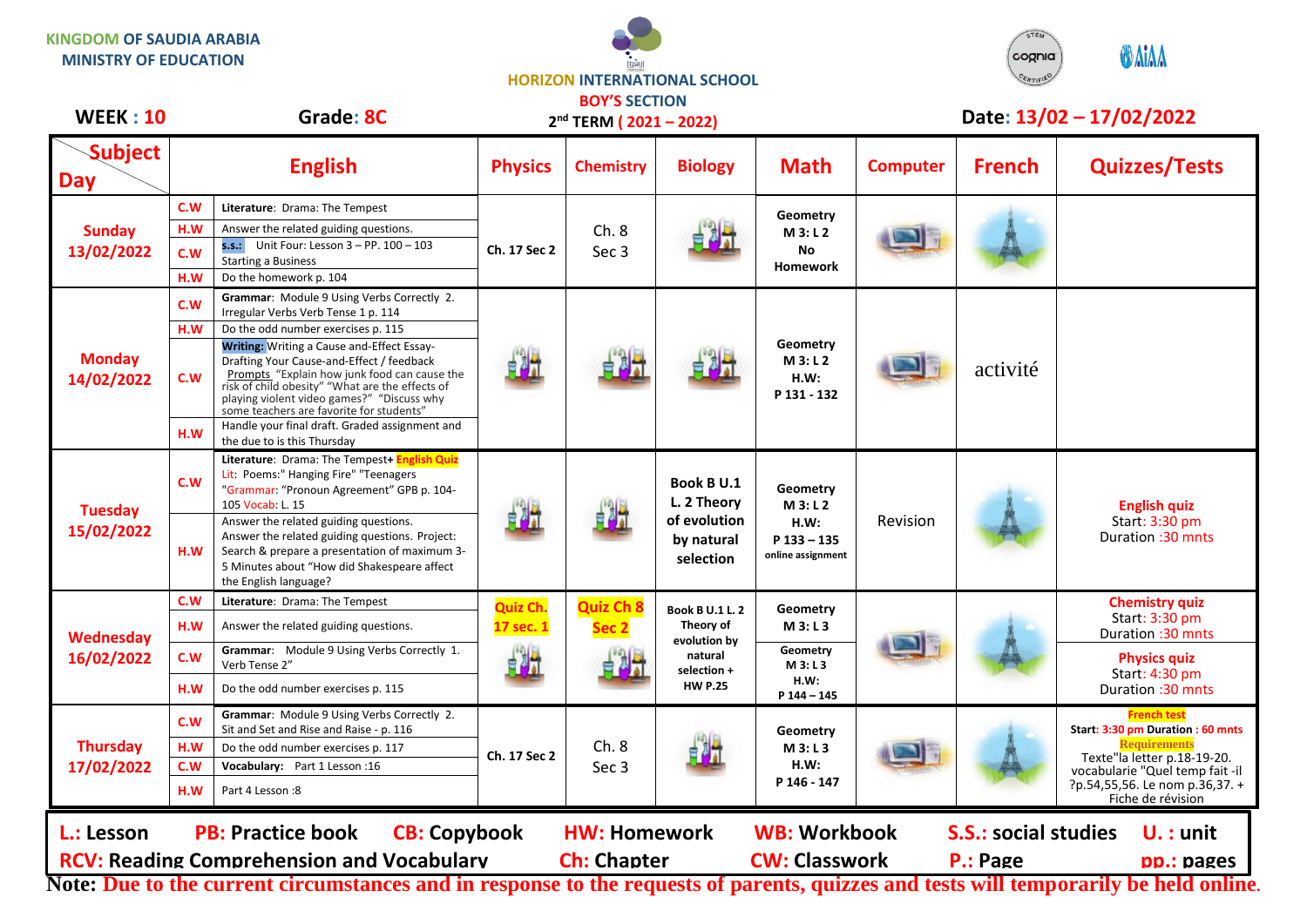KINGDOM OF SAUDIA ARABIA
MINISTRY OF EDUCATION

HORIZON INTERNATIONAL SCHOOL
BOY'S SECTION
2nd TERM ( 2021 – 2022)

**WEEK : 10** **Grade: 8C** **Date: 13/02 – 17/02/2022**

| Subject / Day | | English | Physics | Chemistry | Biology | Math | Computer | French | Quizzes/Tests |
|---|---|---|---|---|---|---|---|---|---|
| **Sunday 13/02/2022** | C.W | **Literature**: Drama: The Tempest | Ch. 17 Sec 2 | Ch. 8 Sec 3 | | Geometry M 3: L 2 No Homework | | | |
| | H.W | Answer the related guiding questions. | | | | | | | |
| | C.W | **S.S.:** Unit Four: Lesson 3 – PP. 100 – 103 Starting a Business | | | | | | | |
| | H.W | Do the homework p. 104 | | | | | | | |
| **Monday 14/02/2022** | C.W | **Grammar**: Module 9 Using Verbs Correctly 2. Irregular Verbs Verb Tense 1 p. 114 | | | | Geometry M 3: L 2 H.W: P 131 - 132 | | activité | |
| | H.W | Do the odd number exercises p. 115 | | | | | | | |
| | C.W | **Writing:** Writing a Cause and-Effect Essay- Drafting Your Cause-and-Effect / feedback Prompts "Explain how junk food can cause the risk of child obesity" "What are the effects of playing violent video games?" "Discuss why some teachers are favorite for students" | | | | | | | |
| | H.W | Handle your final draft. Graded assignment and the due to is this Thursday | | | | | | | |
| **Tuesday 15/02/2022** | C.W | **Literature**: Drama: The Tempest+ English Quiz Lit: Poems:" Hanging Fire" "Teenagers "Grammar: "Pronoun Agreement" GPB p. 104-105 Vocab: L. 15 | | | Book B U.1 L. 2 Theory of evolution by natural selection | Geometry M 3: L 2 H.W: P 133 – 135 online assignment | Revision | | English quiz Start: 3:30 pm Duration :30 mnts |
| | H.W | Answer the related guiding questions. Answer the related guiding questions. Project: Search & prepare a presentation of maximum 3-5 Minutes about "How did Shakespeare affect the English language? | | | | | | | |
| **Wednesday 16/02/2022** | C.W | **Literature**: Drama: The Tempest | Quiz Ch. 17 sec. 1 | Quiz Ch 8 Sec 2 | Book B U.1 L. 2 Theory of evolution by natural selection + HW P.25 | Geometry M 3: L 3 | | | Chemistry quiz Start: 3:30 pm Duration :30 mnts |
| | H.W | Answer the related guiding questions. | | | | | | | |
| | C.W | **Grammar**: Module 9 Using Verbs Correctly 1. Verb Tense 2" | | | | Geometry M 3: L 3 H.W: P 144 – 145 | | | Physics quiz Start: 4:30 pm Duration :30 mnts |
| | H.W | Do the odd number exercises p. 115 | | | | | | | |
| **Thursday 17/02/2022** | C.W | **Grammar**: Module 9 Using Verbs Correctly 2. Sit and Set and Rise and Raise - p. 116 | Ch. 17 Sec 2 | Ch. 8 Sec 3 | | Geometry M 3: L 3 H.W: P 146 - 147 | | | **French test** **Start: 3:30 pm Duration : 60 mnts** **Requirements** Texte"la letter p.18-19-20. vocabularie "Quel temp fait -il ?p.54,55,56. Le nom p.36,37. + Fiche de révision |
| | H.W | Do the odd number exercises p. 117 | | | | | | | |
| | C.W | **Vocabulary:** Part 1 Lesson :16 | | | | | | | |
| | H.W | Part 4 Lesson :8 | | | | | | | |

**L.: Lesson** **PB: Practice book** **CB: Copybook** **HW: Homework** **WB: Workbook** **S.S.: social studies** **U. : unit**
**RCV: Reading Comprehension and Vocabulary** **Ch: Chapter** **CW: Classwork** **P.: Page** **pp.: pages**

**Note: Due to the current circumstances and in response to the requests of parents, quizzes and tests will temporarily be held online.**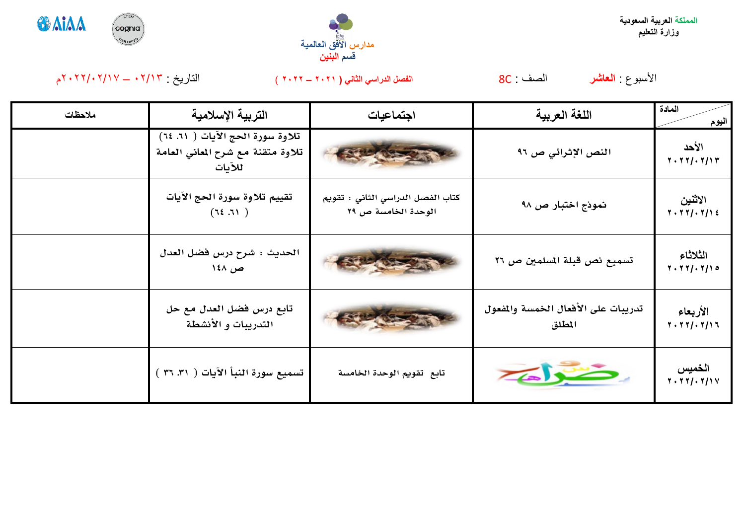المملكة العربية السعودية
وزارة التعليم

مدارس الأفق العالمية
قسم البنين

الأسبوع : العاشر　　　الصف : 8C　　　الفصل الدراسي الثاني ( ٢٠٢١ – ٢٠٢٢ )　　　التاريخ : ٠٢/١٣ – ٢٠٢٢/٠٢/١٧م

| المادة / اليوم | اللغة العربية | اجتماعيات | التربية الإسلامية | ملاحظات |
|---|---|---|---|---|
| الأحد ٢٠٢٢/٠٢/١٣ | النص الإثرائي ص ٩٦ | | تلاوة سورة الحج الآيات ( ٦١. ٦٤) تلاوة متقنة مع شرح المعاني العامة للآيات | |
| الاثنين ٢٠٢٢/٠٢/١٤ | نموذج اختبار ص ٩٨ | كتاب الفصل الدراسي الثاني : تقويم الوحدة الخامسة ص ٢٩ | تقييم تلاوة سورة الحج الآيات ( ٦١. ٦٤) | |
| الثلاثاء ٢٠٢٢/٠٢/١٥ | تسميع نص قبلة المسلمين ص ٢٦ | | الحديث : شرح درس فضل العدل ص ١٤٨ | |
| الأربعاء ٢٠٢٢/٠٢/١٦ | تدريبات على الأفعال الخمسة والمفعول المطلق | | تابع درس فضل العدل مع حل التدريبات و الأنشطة | |
| الخميس ٢٠٢٢/٠٢/١٧ | | تابع تقويم الوحدة الخامسة | تسميع سورة النبأ الآيات ( ٣١. ٣٦ ) | |